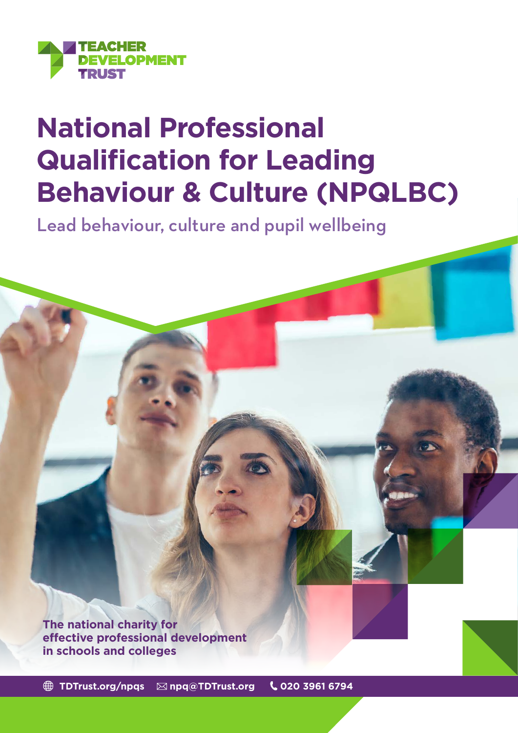TEACHER DEVELOPMENT TRUST

# National Professional Qualification for Leading Behaviour & Culture (NPQLBC)

Lead behaviour, culture and pupil wellbeing

**The national charity for effective professional development in schools and colleges**

TDTrust.org/npqs npq@TDTrust.org 020 3961 6794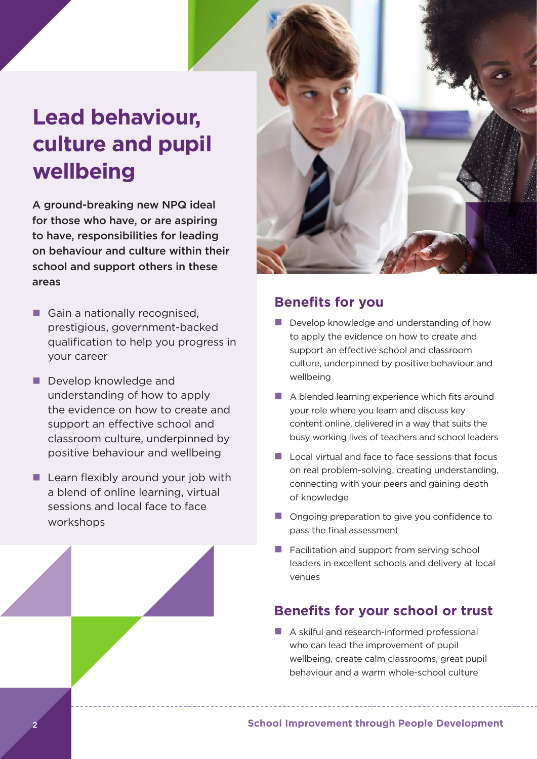# Lead behaviour, culture and pupil wellbeing

**A ground-breaking new NPQ ideal for those who have, or are aspiring to have, responsibilities for leading on behaviour and culture within their school and support others in these areas**

- Gain a nationally recognised, prestigious, government-backed qualification to help you progress in your career
- Develop knowledge and understanding of how to apply the evidence on how to create and support an effective school and classroom culture, underpinned by positive behaviour and wellbeing
- Learn flexibly around your job with a blend of online learning, virtual sessions and local face to face workshops

## Benefits for you

- Develop knowledge and understanding of how to apply the evidence on how to create and support an effective school and classroom culture, underpinned by positive behaviour and wellbeing
- A blended learning experience which fits around your role where you learn and discuss key content online, delivered in a way that suits the busy working lives of teachers and school leaders
- Local virtual and face to face sessions that focus on real problem-solving, creating understanding, connecting with your peers and gaining depth of knowledge
- Ongoing preparation to give you confidence to pass the final assessment
- Facilitation and support from serving school leaders in excellent schools and delivery at local venues

## Benefits for your school or trust

- A skilful and research-informed professional who can lead the improvement of pupil wellbeing, create calm classrooms, great pupil behaviour and a warm whole-school culture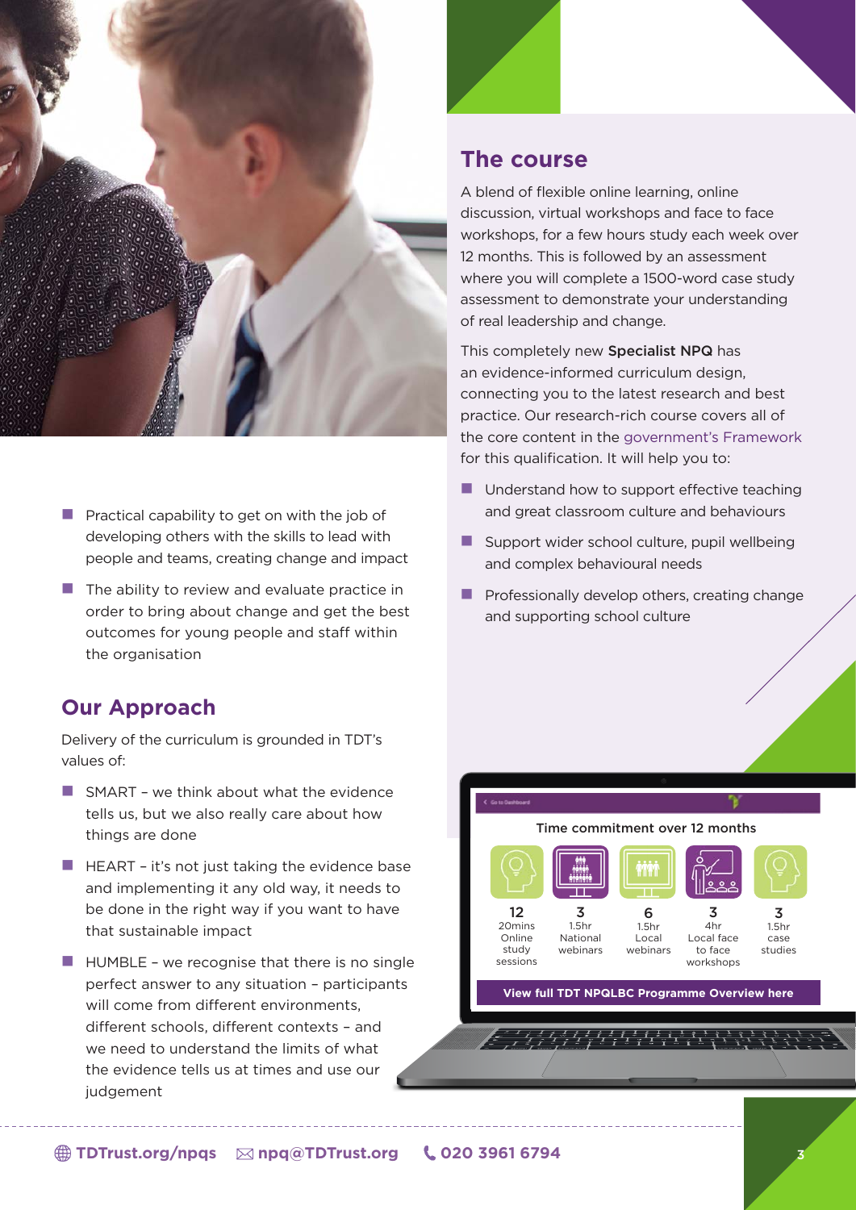- Practical capability to get on with the job of developing others with the skills to lead with people and teams, creating change and impact
- The ability to review and evaluate practice in order to bring about change and get the best outcomes for young people and staff within the organisation

## Our Approach

Delivery of the curriculum is grounded in TDT's values of:

- SMART – we think about what the evidence tells us, but we also really care about how things are done
- HEART – it's not just taking the evidence base and implementing it any old way, it needs to be done in the right way if you want to have that sustainable impact
- HUMBLE – we recognise that there is no single perfect answer to any situation – participants will come from different environments, different schools, different contexts – and we need to understand the limits of what the evidence tells us at times and use our judgement

## The course

A blend of flexible online learning, online discussion, virtual workshops and face to face workshops, for a few hours study each week over 12 months. This is followed by an assessment where you will complete a 1500-word case study assessment to demonstrate your understanding of real leadership and change.

This completely new **Specialist NPQ** has an evidence-informed curriculum design, connecting you to the latest research and best practice. Our research-rich course covers all of the core content in the government's Framework for this qualification. It will help you to:

- Understand how to support effective teaching and great classroom culture and behaviours
- Support wider school culture, pupil wellbeing and complex behavioural needs
- Professionally develop others, creating change and supporting school culture

### Time commitment over 12 months

| 12 | 3 | 6 | 3 | 3 |
|---|---|---|---|---|
| 20mins Online study sessions | 1.5hr National webinars | 1.5hr Local webinars | 4hr Local face to face workshops | 1.5hr case studies |

**View full TDT NPQLBC Programme Overview here**

TDTrust.org/npqs | npq@TDTrust.org | 020 3961 6794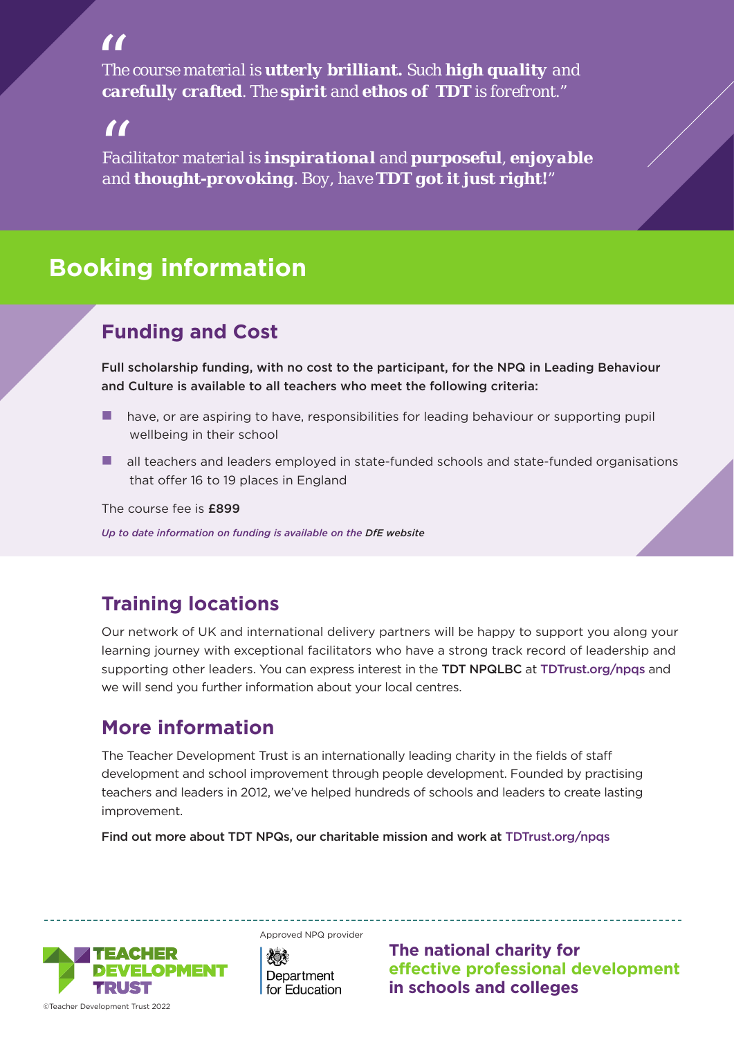"The course material is **utterly brilliant.** Such **high quality** and **carefully crafted**. The **spirit** and **ethos of TDT** is forefront."

"Facilitator material is **inspirational** and **purposeful**, **enjoyable** and **thought-provoking**. Boy, have **TDT got it just right!**"

# Booking information

## Funding and Cost

**Full scholarship funding, with no cost to the participant, for the NPQ in Leading Behaviour and Culture is available to all teachers who meet the following criteria:**

- have, or are aspiring to have, responsibilities for leading behaviour or supporting pupil wellbeing in their school
- all teachers and leaders employed in state-funded schools and state-funded organisations that offer 16 to 19 places in England

The course fee is **£899**

*Up to date information on funding is available on the **DfE website***

## Training locations

Our network of UK and international delivery partners will be happy to support you along your learning journey with exceptional facilitators who have a strong track record of leadership and supporting other leaders. You can express interest in the **TDT NPQLBC** at TDTrust.org/npqs and we will send you further information about your local centres.

## More information

The Teacher Development Trust is an internationally leading charity in the fields of staff development and school improvement through people development. Founded by practising teachers and leaders in 2012, we've helped hundreds of schools and leaders to create lasting improvement.

**Find out more about TDT NPQs, our charitable mission and work at** TDTrust.org/npqs

TEACHER DEVELOPMENT TRUST

Approved NPQ provider

Department for Education

**The national charity for effective professional development in schools and colleges**

©Teacher Development Trust 2022